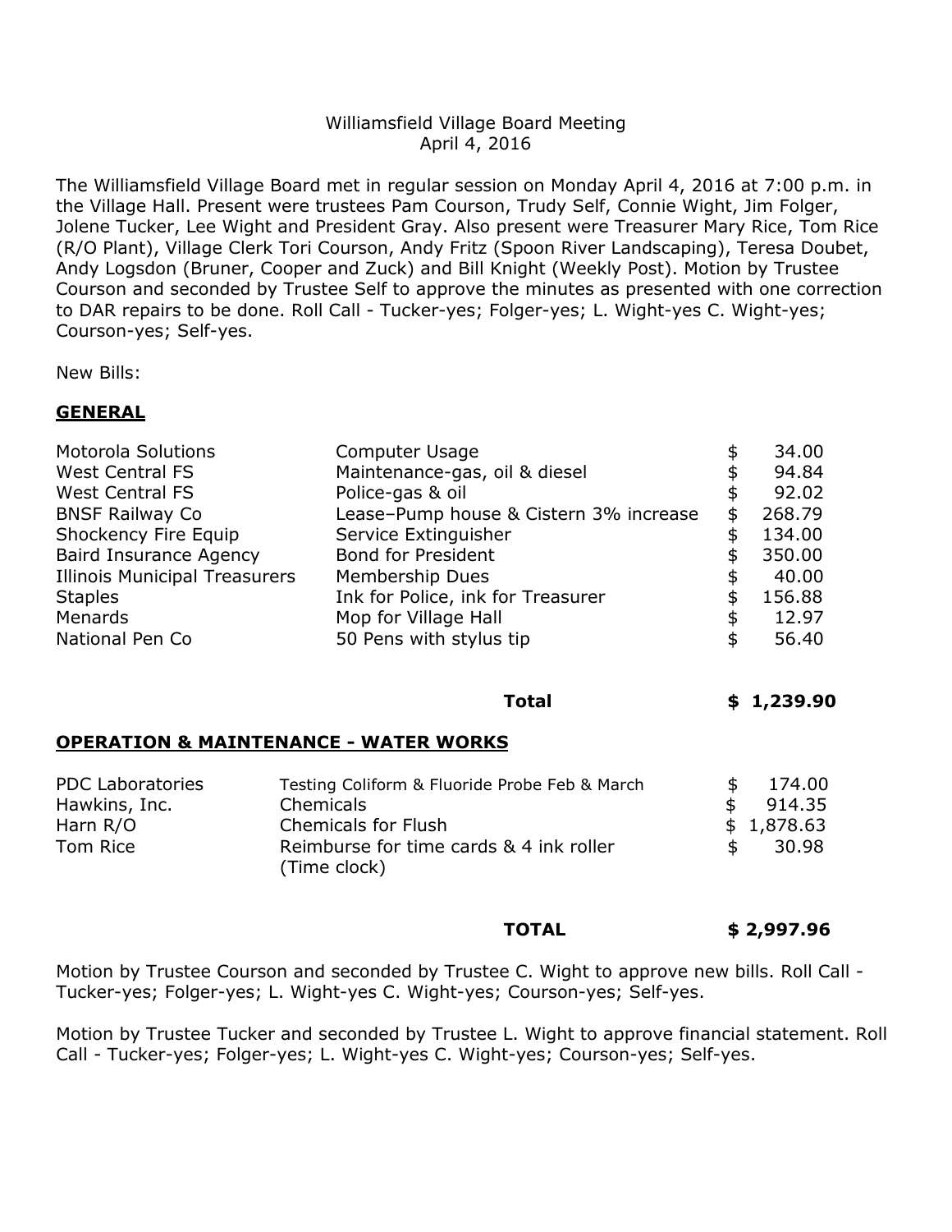Williamsfield Village Board Meeting
April 4, 2016

The Williamsfield Village Board met in regular session on Monday April 4, 2016 at 7:00 p.m. in the Village Hall. Present were trustees Pam Courson, Trudy Self, Connie Wight, Jim Folger, Jolene Tucker, Lee Wight and President Gray. Also present were Treasurer Mary Rice, Tom Rice (R/O Plant), Village Clerk Tori Courson, Andy Fritz (Spoon River Landscaping), Teresa Doubet, Andy Logsdon (Bruner, Cooper and Zuck) and Bill Knight (Weekly Post). Motion by Trustee Courson and seconded by Trustee Self to approve the minutes as presented with one correction to DAR repairs to be done. Roll Call - Tucker-yes; Folger-yes; L. Wight-yes C. Wight-yes; Courson-yes; Self-yes.

New Bills:

**GENERAL**

| | | |
|---|---|---|
| Motorola Solutions | Computer Usage | $ 34.00 |
| West Central FS | Maintenance-gas, oil & diesel | $ 94.84 |
| West Central FS | Police-gas & oil | $ 92.02 |
| BNSF Railway Co | Lease–Pump house & Cistern 3% increase | $ 268.79 |
| Shockency Fire Equip | Service Extinguisher | $ 134.00 |
| Baird Insurance Agency | Bond for President | $ 350.00 |
| Illinois Municipal Treasurers | Membership Dues | $ 40.00 |
| Staples | Ink for Police, ink for Treasurer | $ 156.88 |
| Menards | Mop for Village Hall | $ 12.97 |
| National Pen Co | 50 Pens with stylus tip | $ 56.40 |
| | **Total** | **$ 1,239.90** |

**OPERATION & MAINTENANCE - WATER WORKS**

| | | |
|---|---|---|
| PDC Laboratories | Testing Coliform & Fluoride Probe Feb & March | $ 174.00 |
| Hawkins, Inc. | Chemicals | $ 914.35 |
| Harn R/O | Chemicals for Flush | $ 1,878.63 |
| Tom Rice | Reimburse for time cards & 4 ink roller (Time clock) | $ 30.98 |
| | **TOTAL** | **$ 2,997.96** |

Motion by Trustee Courson and seconded by Trustee C. Wight to approve new bills. Roll Call - Tucker-yes; Folger-yes; L. Wight-yes C. Wight-yes; Courson-yes; Self-yes.

Motion by Trustee Tucker and seconded by Trustee L. Wight to approve financial statement. Roll Call - Tucker-yes; Folger-yes; L. Wight-yes C. Wight-yes; Courson-yes; Self-yes.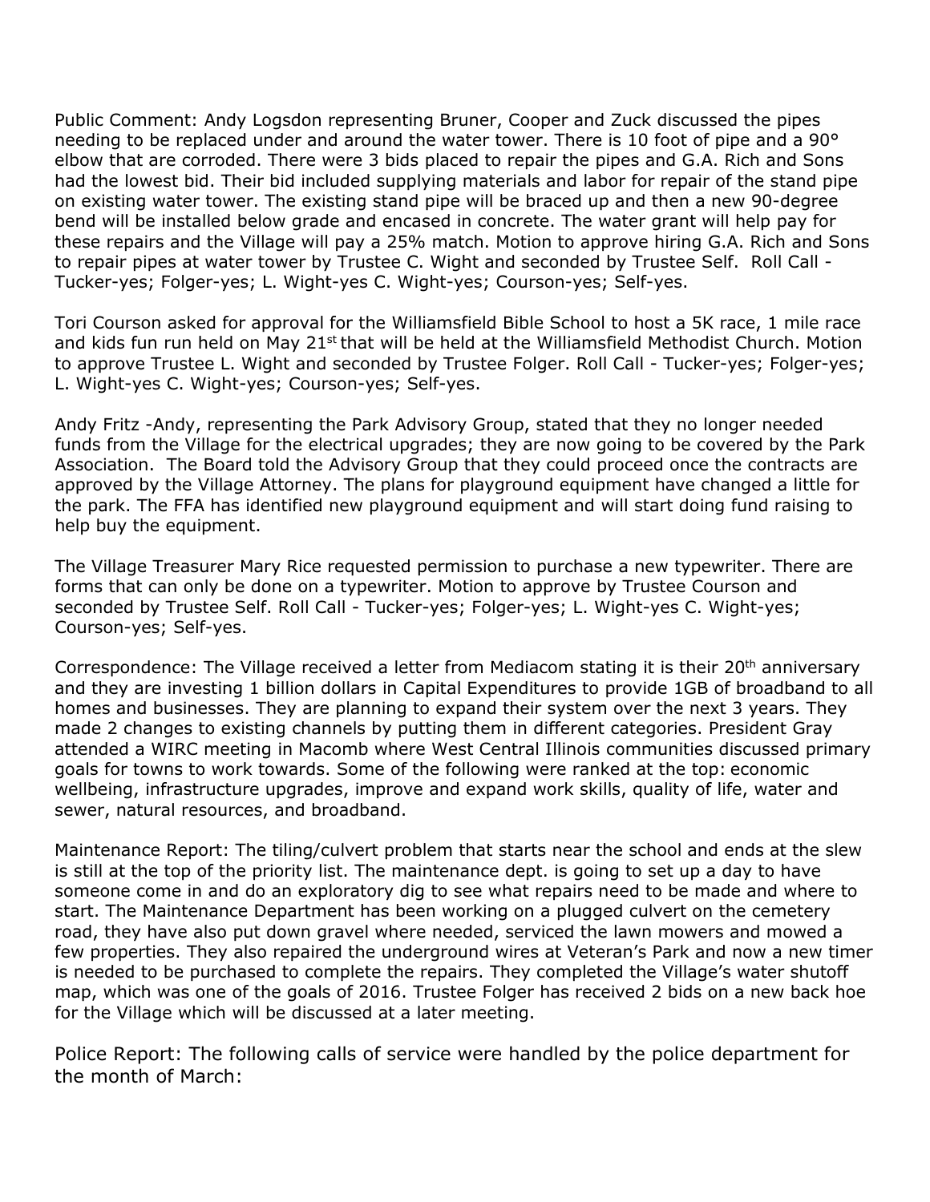Public Comment: Andy Logsdon representing Bruner, Cooper and Zuck discussed the pipes needing to be replaced under and around the water tower. There is 10 foot of pipe and a 90° elbow that are corroded. There were 3 bids placed to repair the pipes and G.A. Rich and Sons had the lowest bid. Their bid included supplying materials and labor for repair of the stand pipe on existing water tower. The existing stand pipe will be braced up and then a new 90-degree bend will be installed below grade and encased in concrete. The water grant will help pay for these repairs and the Village will pay a 25% match. Motion to approve hiring G.A. Rich and Sons to repair pipes at water tower by Trustee C. Wight and seconded by Trustee Self. Roll Call - Tucker-yes; Folger-yes; L. Wight-yes C. Wight-yes; Courson-yes; Self-yes.

Tori Courson asked for approval for the Williamsfield Bible School to host a 5K race, 1 mile race and kids fun run held on May 21st that will be held at the Williamsfield Methodist Church. Motion to approve Trustee L. Wight and seconded by Trustee Folger. Roll Call - Tucker-yes; Folger-yes; L. Wight-yes C. Wight-yes; Courson-yes; Self-yes.

Andy Fritz -Andy, representing the Park Advisory Group, stated that they no longer needed funds from the Village for the electrical upgrades; they are now going to be covered by the Park Association. The Board told the Advisory Group that they could proceed once the contracts are approved by the Village Attorney. The plans for playground equipment have changed a little for the park. The FFA has identified new playground equipment and will start doing fund raising to help buy the equipment.

The Village Treasurer Mary Rice requested permission to purchase a new typewriter. There are forms that can only be done on a typewriter. Motion to approve by Trustee Courson and seconded by Trustee Self. Roll Call - Tucker-yes; Folger-yes; L. Wight-yes C. Wight-yes; Courson-yes; Self-yes.

Correspondence: The Village received a letter from Mediacom stating it is their 20th anniversary and they are investing 1 billion dollars in Capital Expenditures to provide 1GB of broadband to all homes and businesses. They are planning to expand their system over the next 3 years. They made 2 changes to existing channels by putting them in different categories. President Gray attended a WIRC meeting in Macomb where West Central Illinois communities discussed primary goals for towns to work towards. Some of the following were ranked at the top: economic wellbeing, infrastructure upgrades, improve and expand work skills, quality of life, water and sewer, natural resources, and broadband.

Maintenance Report: The tiling/culvert problem that starts near the school and ends at the slew is still at the top of the priority list. The maintenance dept. is going to set up a day to have someone come in and do an exploratory dig to see what repairs need to be made and where to start. The Maintenance Department has been working on a plugged culvert on the cemetery road, they have also put down gravel where needed, serviced the lawn mowers and mowed a few properties. They also repaired the underground wires at Veteran's Park and now a new timer is needed to be purchased to complete the repairs. They completed the Village's water shutoff map, which was one of the goals of 2016. Trustee Folger has received 2 bids on a new back hoe for the Village which will be discussed at a later meeting.

Police Report: The following calls of service were handled by the police department for the month of March: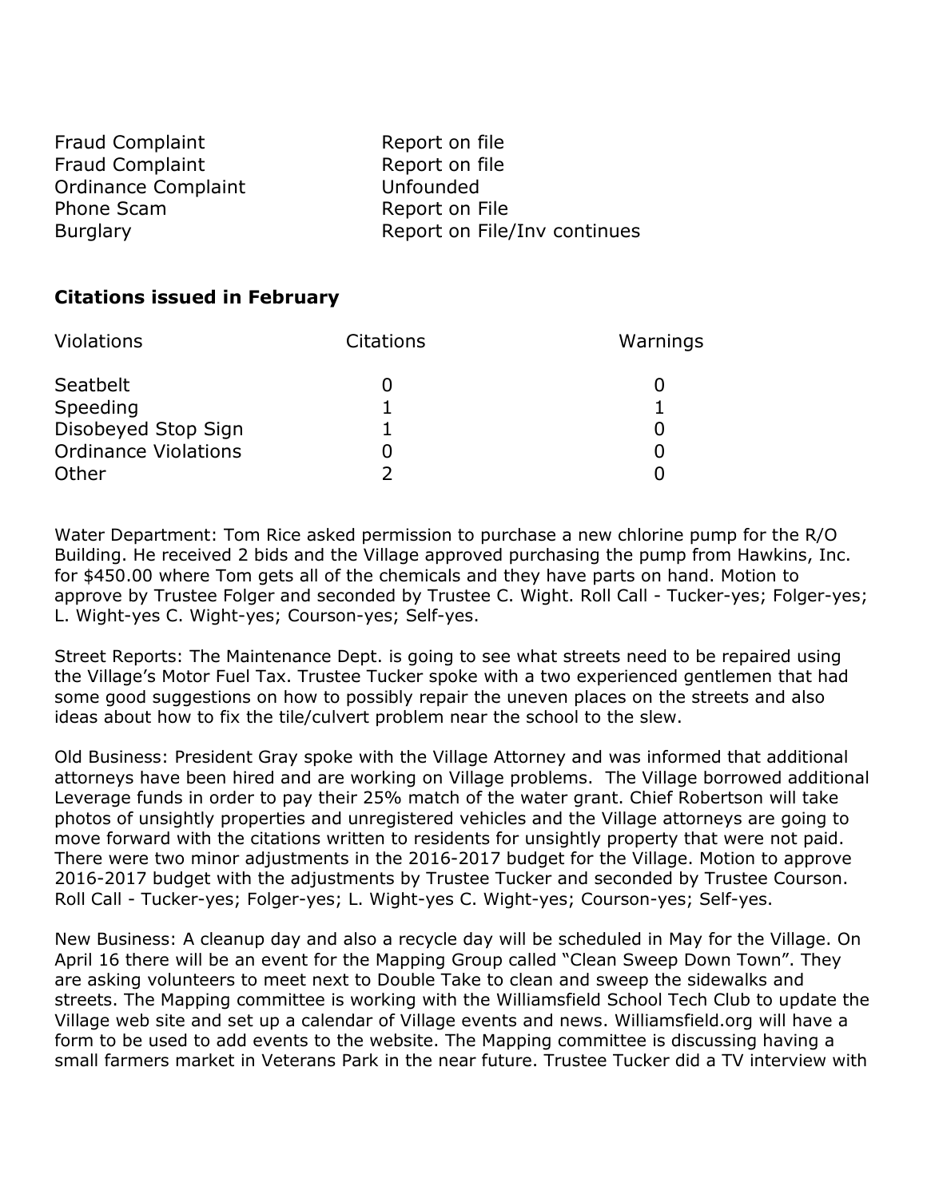| | |
|---|---|
| Fraud Complaint | Report on file |
| Fraud Complaint | Report on file |
| Ordinance Complaint | Unfounded |
| Phone Scam | Report on File |
| Burglary | Report on File/Inv continues |

**Citations issued in February**

| Violations | Citations | Warnings |
|---|---|---|
| Seatbelt | 0 | 0 |
| Speeding | 1 | 1 |
| Disobeyed Stop Sign | 1 | 0 |
| Ordinance Violations | 0 | 0 |
| Other | 2 | 0 |

Water Department: Tom Rice asked permission to purchase a new chlorine pump for the R/O Building. He received 2 bids and the Village approved purchasing the pump from Hawkins, Inc. for $450.00 where Tom gets all of the chemicals and they have parts on hand. Motion to approve by Trustee Folger and seconded by Trustee C. Wight. Roll Call - Tucker-yes; Folger-yes; L. Wight-yes C. Wight-yes; Courson-yes; Self-yes.

Street Reports: The Maintenance Dept. is going to see what streets need to be repaired using the Village's Motor Fuel Tax. Trustee Tucker spoke with a two experienced gentlemen that had some good suggestions on how to possibly repair the uneven places on the streets and also ideas about how to fix the tile/culvert problem near the school to the slew.

Old Business: President Gray spoke with the Village Attorney and was informed that additional attorneys have been hired and are working on Village problems. The Village borrowed additional Leverage funds in order to pay their 25% match of the water grant. Chief Robertson will take photos of unsightly properties and unregistered vehicles and the Village attorneys are going to move forward with the citations written to residents for unsightly property that were not paid. There were two minor adjustments in the 2016-2017 budget for the Village. Motion to approve 2016-2017 budget with the adjustments by Trustee Tucker and seconded by Trustee Courson. Roll Call - Tucker-yes; Folger-yes; L. Wight-yes C. Wight-yes; Courson-yes; Self-yes.

New Business: A cleanup day and also a recycle day will be scheduled in May for the Village. On April 16 there will be an event for the Mapping Group called "Clean Sweep Down Town". They are asking volunteers to meet next to Double Take to clean and sweep the sidewalks and streets. The Mapping committee is working with the Williamsfield School Tech Club to update the Village web site and set up a calendar of Village events and news. Williamsfield.org will have a form to be used to add events to the website. The Mapping committee is discussing having a small farmers market in Veterans Park in the near future. Trustee Tucker did a TV interview with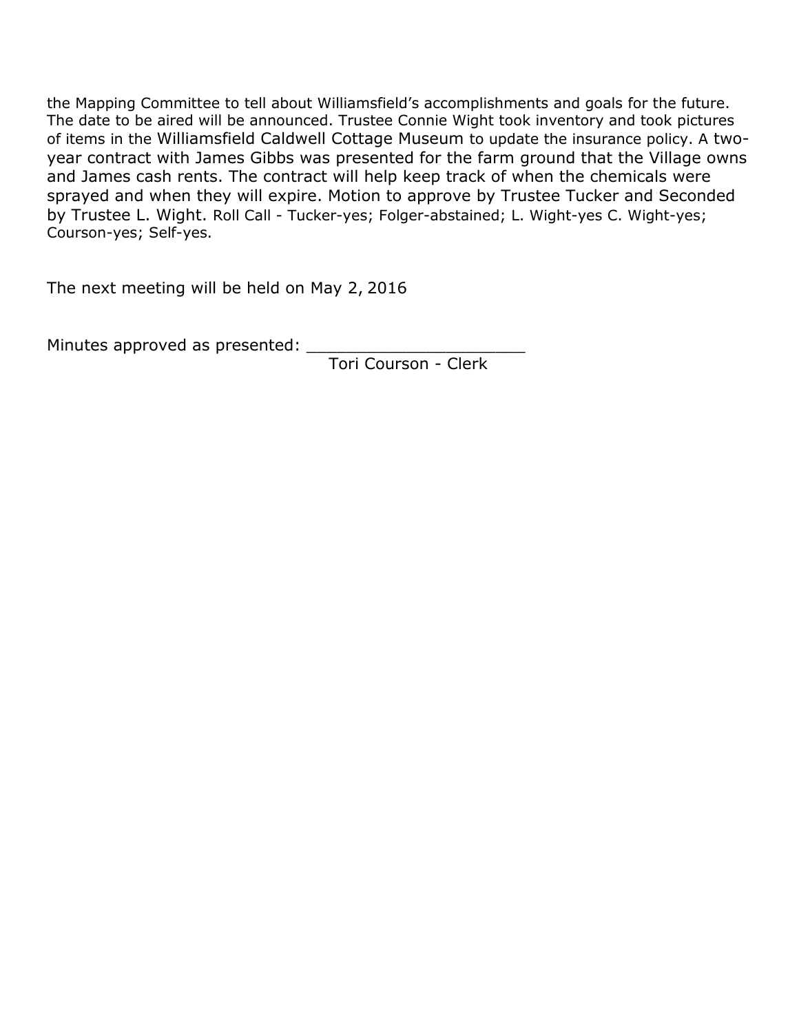the Mapping Committee to tell about Williamsfield's accomplishments and goals for the future. The date to be aired will be announced. Trustee Connie Wight took inventory and took pictures of items in the Williamsfield Caldwell Cottage Museum to update the insurance policy. A two-year contract with James Gibbs was presented for the farm ground that the Village owns and James cash rents. The contract will help keep track of when the chemicals were sprayed and when they will expire. Motion to approve by Trustee Tucker and Seconded by Trustee L. Wight. Roll Call - Tucker-yes; Folger-abstained; L. Wight-yes C. Wight-yes; Courson-yes; Self-yes.

The next meeting will be held on May 2, 2016

Minutes approved as presented: ______________________
Tori Courson - Clerk